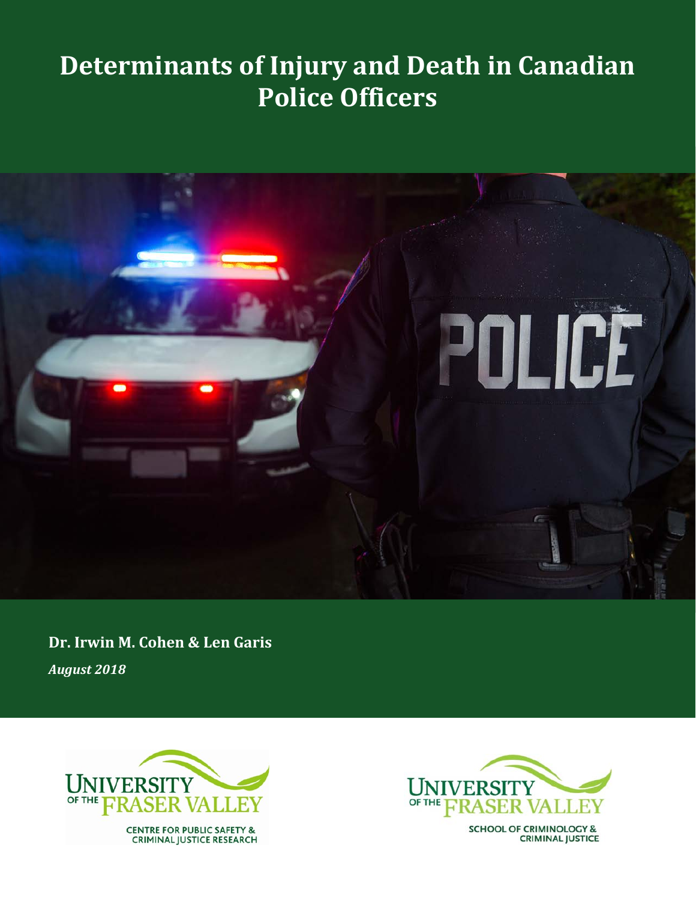# Determinants of Injury and Death in Canadian Police Officers

**Dr. Irwin M. Cohen & Len Garis**

***August 2018***

UNIVERSITY OF THE FRASER VALLEY
CENTRE FOR PUBLIC SAFETY & CRIMINAL JUSTICE RESEARCH

UNIVERSITY OF THE FRASER VALLEY
SCHOOL OF CRIMINOLOGY & CRIMINAL JUSTICE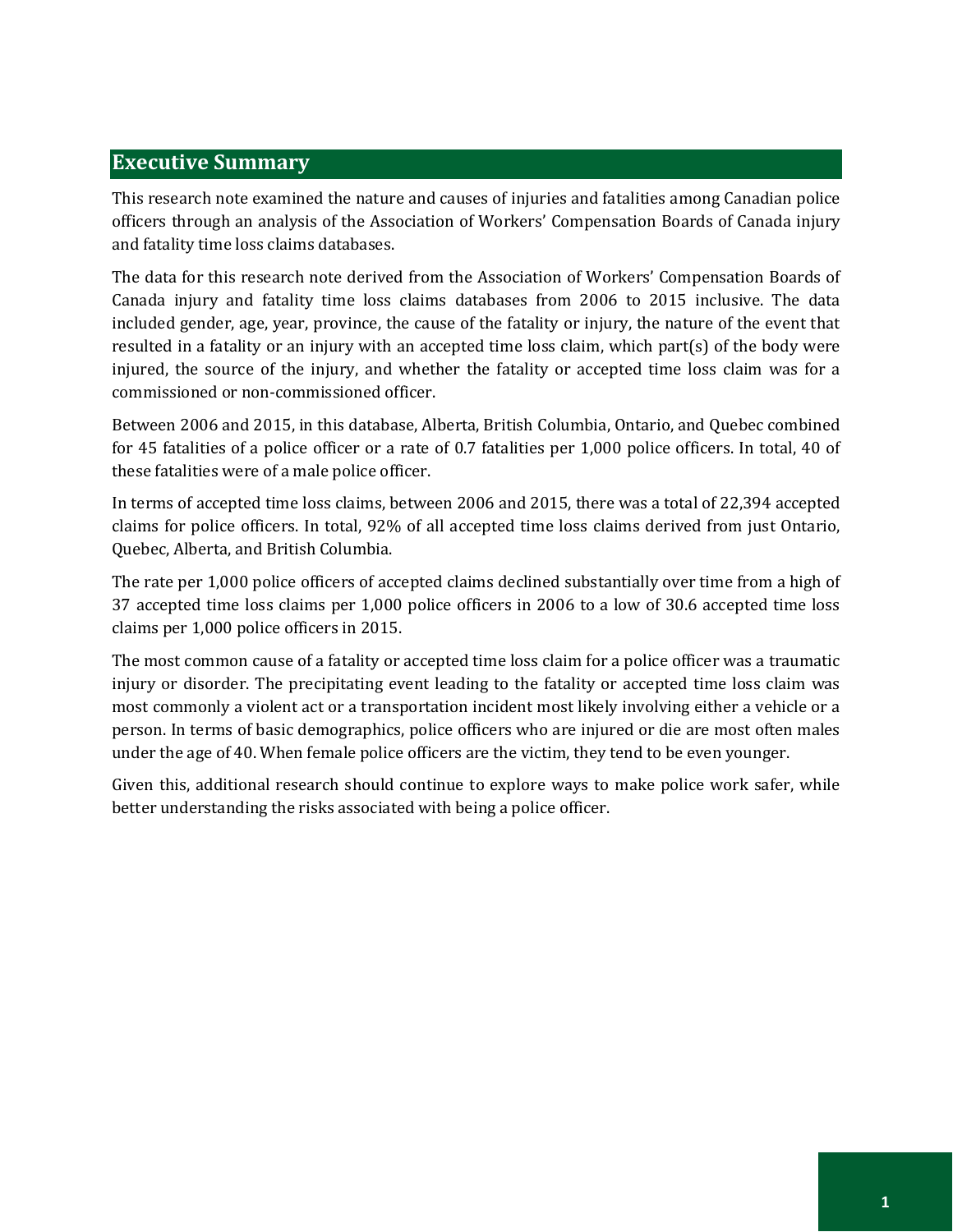## Executive Summary

This research note examined the nature and causes of injuries and fatalities among Canadian police officers through an analysis of the Association of Workers' Compensation Boards of Canada injury and fatality time loss claims databases.

The data for this research note derived from the Association of Workers' Compensation Boards of Canada injury and fatality time loss claims databases from 2006 to 2015 inclusive. The data included gender, age, year, province, the cause of the fatality or injury, the nature of the event that resulted in a fatality or an injury with an accepted time loss claim, which part(s) of the body were injured, the source of the injury, and whether the fatality or accepted time loss claim was for a commissioned or non-commissioned officer.

Between 2006 and 2015, in this database, Alberta, British Columbia, Ontario, and Quebec combined for 45 fatalities of a police officer or a rate of 0.7 fatalities per 1,000 police officers. In total, 40 of these fatalities were of a male police officer.

In terms of accepted time loss claims, between 2006 and 2015, there was a total of 22,394 accepted claims for police officers. In total, 92% of all accepted time loss claims derived from just Ontario, Quebec, Alberta, and British Columbia.

The rate per 1,000 police officers of accepted claims declined substantially over time from a high of 37 accepted time loss claims per 1,000 police officers in 2006 to a low of 30.6 accepted time loss claims per 1,000 police officers in 2015.

The most common cause of a fatality or accepted time loss claim for a police officer was a traumatic injury or disorder. The precipitating event leading to the fatality or accepted time loss claim was most commonly a violent act or a transportation incident most likely involving either a vehicle or a person. In terms of basic demographics, police officers who are injured or die are most often males under the age of 40. When female police officers are the victim, they tend to be even younger.

Given this, additional research should continue to explore ways to make police work safer, while better understanding the risks associated with being a police officer.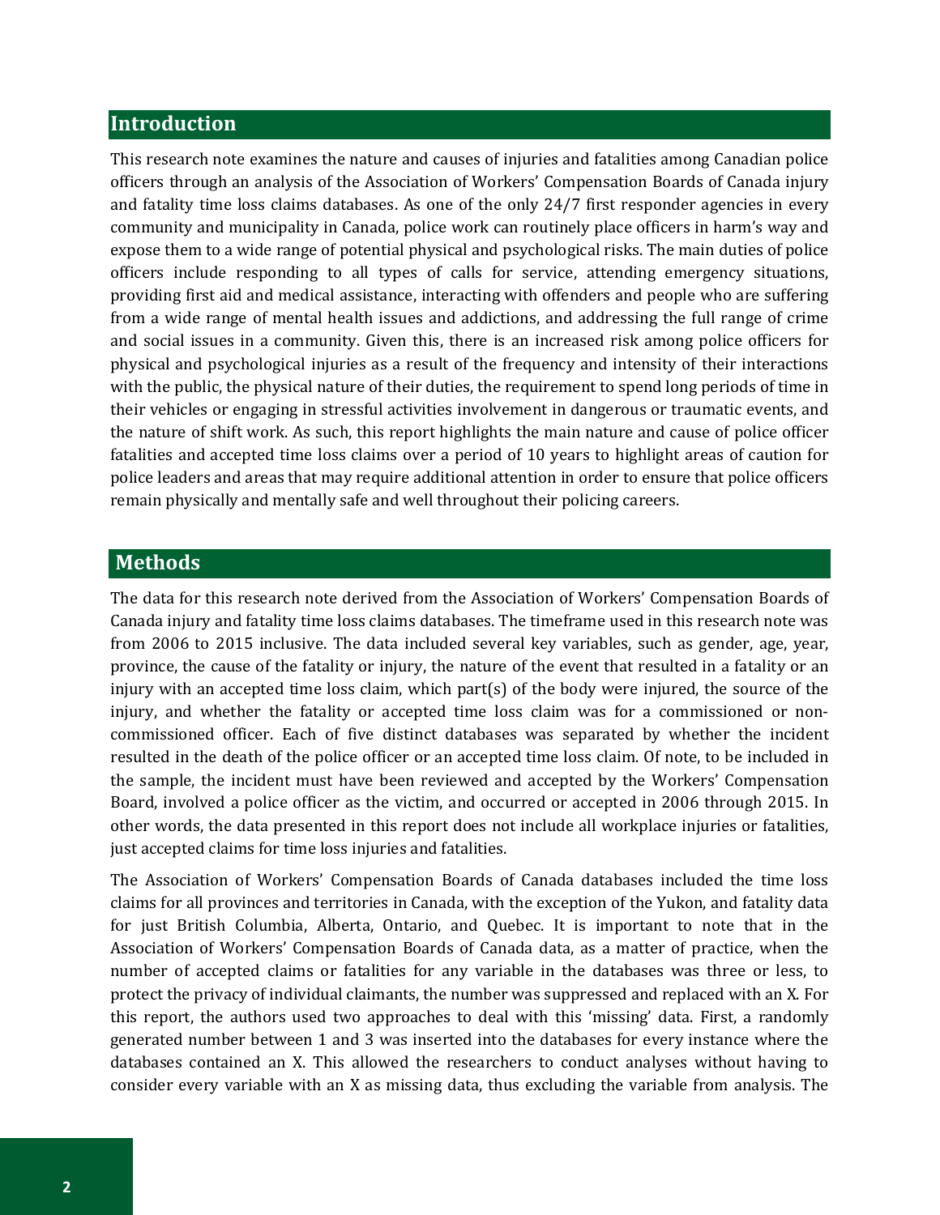## Introduction

This research note examines the nature and causes of injuries and fatalities among Canadian police officers through an analysis of the Association of Workers' Compensation Boards of Canada injury and fatality time loss claims databases. As one of the only 24/7 first responder agencies in every community and municipality in Canada, police work can routinely place officers in harm's way and expose them to a wide range of potential physical and psychological risks. The main duties of police officers include responding to all types of calls for service, attending emergency situations, providing first aid and medical assistance, interacting with offenders and people who are suffering from a wide range of mental health issues and addictions, and addressing the full range of crime and social issues in a community. Given this, there is an increased risk among police officers for physical and psychological injuries as a result of the frequency and intensity of their interactions with the public, the physical nature of their duties, the requirement to spend long periods of time in their vehicles or engaging in stressful activities involvement in dangerous or traumatic events, and the nature of shift work. As such, this report highlights the main nature and cause of police officer fatalities and accepted time loss claims over a period of 10 years to highlight areas of caution for police leaders and areas that may require additional attention in order to ensure that police officers remain physically and mentally safe and well throughout their policing careers.

## Methods

The data for this research note derived from the Association of Workers' Compensation Boards of Canada injury and fatality time loss claims databases. The timeframe used in this research note was from 2006 to 2015 inclusive. The data included several key variables, such as gender, age, year, province, the cause of the fatality or injury, the nature of the event that resulted in a fatality or an injury with an accepted time loss claim, which part(s) of the body were injured, the source of the injury, and whether the fatality or accepted time loss claim was for a commissioned or non-commissioned officer. Each of five distinct databases was separated by whether the incident resulted in the death of the police officer or an accepted time loss claim. Of note, to be included in the sample, the incident must have been reviewed and accepted by the Workers' Compensation Board, involved a police officer as the victim, and occurred or accepted in 2006 through 2015. In other words, the data presented in this report does not include all workplace injuries or fatalities, just accepted claims for time loss injuries and fatalities.

The Association of Workers' Compensation Boards of Canada databases included the time loss claims for all provinces and territories in Canada, with the exception of the Yukon, and fatality data for just British Columbia, Alberta, Ontario, and Quebec. It is important to note that in the Association of Workers' Compensation Boards of Canada data, as a matter of practice, when the number of accepted claims or fatalities for any variable in the databases was three or less, to protect the privacy of individual claimants, the number was suppressed and replaced with an X. For this report, the authors used two approaches to deal with this 'missing' data. First, a randomly generated number between 1 and 3 was inserted into the databases for every instance where the databases contained an X. This allowed the researchers to conduct analyses without having to consider every variable with an X as missing data, thus excluding the variable from analysis. The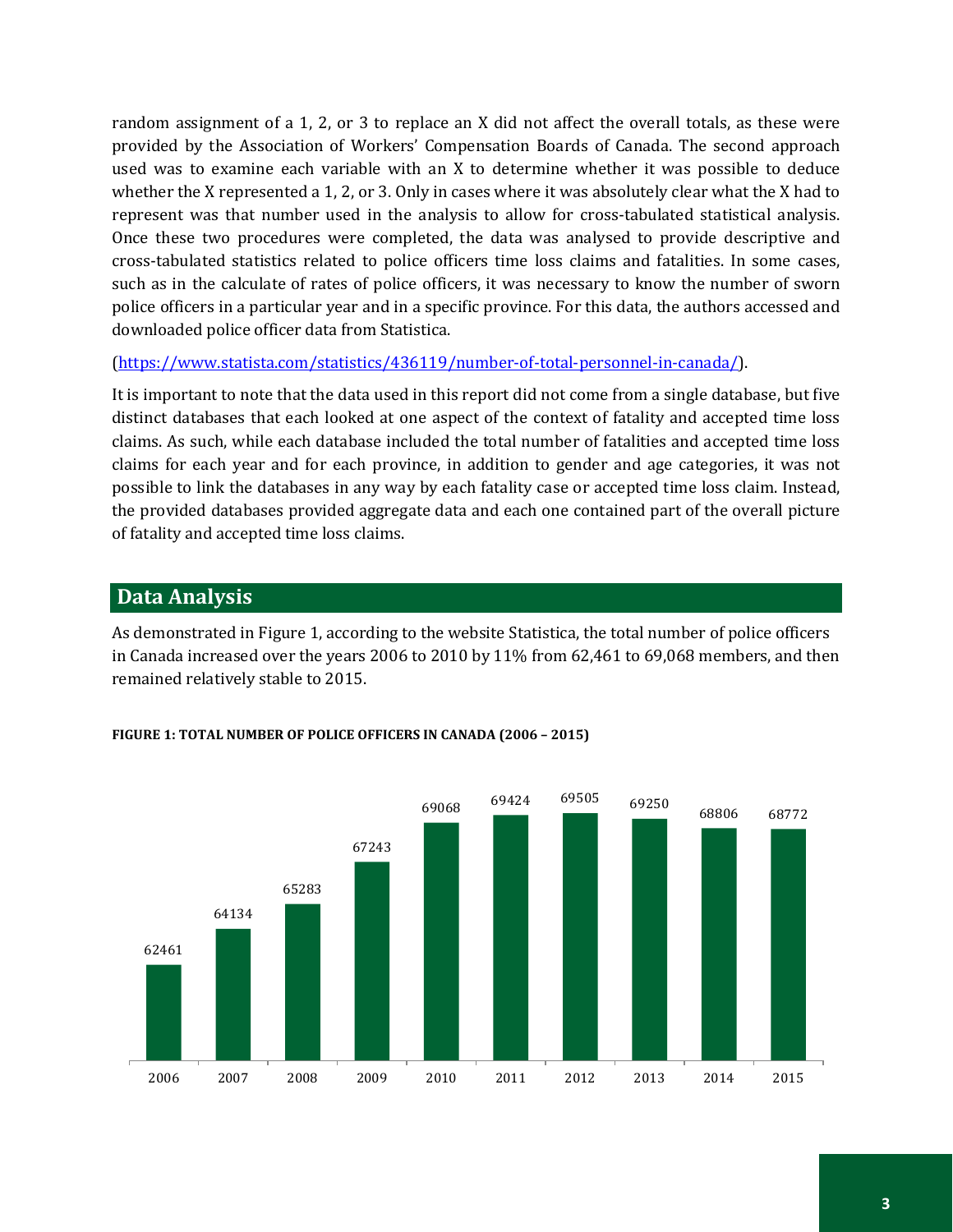random assignment of a 1, 2, or 3 to replace an X did not affect the overall totals, as these were provided by the Association of Workers' Compensation Boards of Canada. The second approach used was to examine each variable with an X to determine whether it was possible to deduce whether the X represented a 1, 2, or 3. Only in cases where it was absolutely clear what the X had to represent was that number used in the analysis to allow for cross-tabulated statistical analysis. Once these two procedures were completed, the data was analysed to provide descriptive and cross-tabulated statistics related to police officers time loss claims and fatalities. In some cases, such as in the calculate of rates of police officers, it was necessary to know the number of sworn police officers in a particular year and in a specific province. For this data, the authors accessed and downloaded police officer data from Statistica.

(https://www.statista.com/statistics/436119/number-of-total-personnel-in-canada/).

It is important to note that the data used in this report did not come from a single database, but five distinct databases that each looked at one aspect of the context of fatality and accepted time loss claims. As such, while each database included the total number of fatalities and accepted time loss claims for each year and for each province, in addition to gender and age categories, it was not possible to link the databases in any way by each fatality case or accepted time loss claim. Instead, the provided databases provided aggregate data and each one contained part of the overall picture of fatality and accepted time loss claims.

## Data Analysis

As demonstrated in Figure 1, according to the website Statistica, the total number of police officers in Canada increased over the years 2006 to 2010 by 11% from 62,461 to 69,068 members, and then remained relatively stable to 2015.

**FIGURE 1: TOTAL NUMBER OF POLICE OFFICERS IN CANADA (2006 – 2015)**

| Year | Police Officers |
|---|---|
| 2006 | 62461 |
| 2007 | 64134 |
| 2008 | 65283 |
| 2009 | 67243 |
| 2010 | 69068 |
| 2011 | 69424 |
| 2012 | 69505 |
| 2013 | 69250 |
| 2014 | 68806 |
| 2015 | 68772 |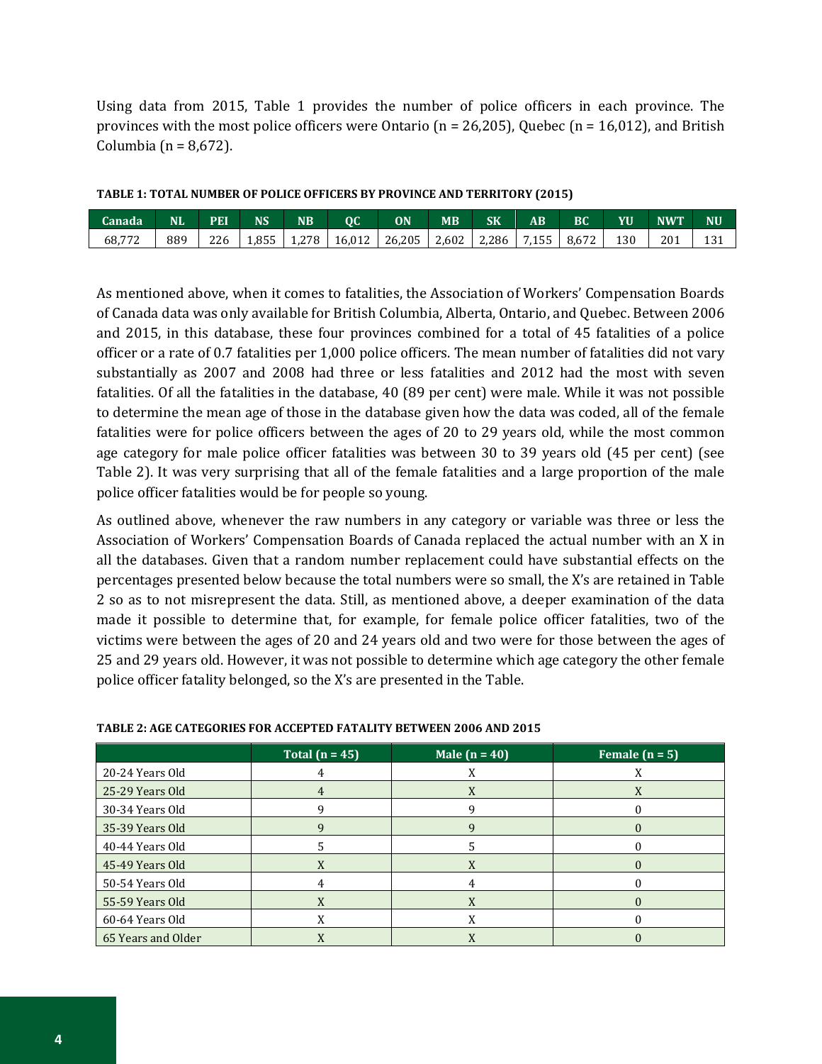Using data from 2015, Table 1 provides the number of police officers in each province. The provinces with the most police officers were Ontario (n = 26,205), Quebec (n = 16,012), and British Columbia (n = 8,672).

**TABLE 1: TOTAL NUMBER OF POLICE OFFICERS BY PROVINCE AND TERRITORY (2015)**

| Canada | NL | PEI | NS | NB | QC | ON | MB | SK | AB | BC | YU | NWT | NU |
|---|---|---|---|---|---|---|---|---|---|---|---|---|---|
| 68,772 | 889 | 226 | 1,855 | 1,278 | 16,012 | 26,205 | 2,602 | 2,286 | 7,155 | 8,672 | 130 | 201 | 131 |

As mentioned above, when it comes to fatalities, the Association of Workers' Compensation Boards of Canada data was only available for British Columbia, Alberta, Ontario, and Quebec. Between 2006 and 2015, in this database, these four provinces combined for a total of 45 fatalities of a police officer or a rate of 0.7 fatalities per 1,000 police officers. The mean number of fatalities did not vary substantially as 2007 and 2008 had three or less fatalities and 2012 had the most with seven fatalities. Of all the fatalities in the database, 40 (89 per cent) were male. While it was not possible to determine the mean age of those in the database given how the data was coded, all of the female fatalities were for police officers between the ages of 20 to 29 years old, while the most common age category for male police officer fatalities was between 30 to 39 years old (45 per cent) (see Table 2). It was very surprising that all of the female fatalities and a large proportion of the male police officer fatalities would be for people so young.

As outlined above, whenever the raw numbers in any category or variable was three or less the Association of Workers' Compensation Boards of Canada replaced the actual number with an X in all the databases. Given that a random number replacement could have substantial effects on the percentages presented below because the total numbers were so small, the X's are retained in Table 2 so as to not misrepresent the data. Still, as mentioned above, a deeper examination of the data made it possible to determine that, for example, for female police officer fatalities, two of the victims were between the ages of 20 and 24 years old and two were for those between the ages of 25 and 29 years old. However, it was not possible to determine which age category the other female police officer fatality belonged, so the X's are presented in the Table.

**TABLE 2: AGE CATEGORIES FOR ACCEPTED FATALITY BETWEEN 2006 AND 2015**

| | Total (n = 45) | Male (n = 40) | Female (n = 5) |
|---|---|---|---|
| 20-24 Years Old | 4 | X | X |
| 25-29 Years Old | 4 | X | X |
| 30-34 Years Old | 9 | 9 | 0 |
| 35-39 Years Old | 9 | 9 | 0 |
| 40-44 Years Old | 5 | 5 | 0 |
| 45-49 Years Old | X | X | 0 |
| 50-54 Years Old | 4 | 4 | 0 |
| 55-59 Years Old | X | X | 0 |
| 60-64 Years Old | X | X | 0 |
| 65 Years and Older | X | X | 0 |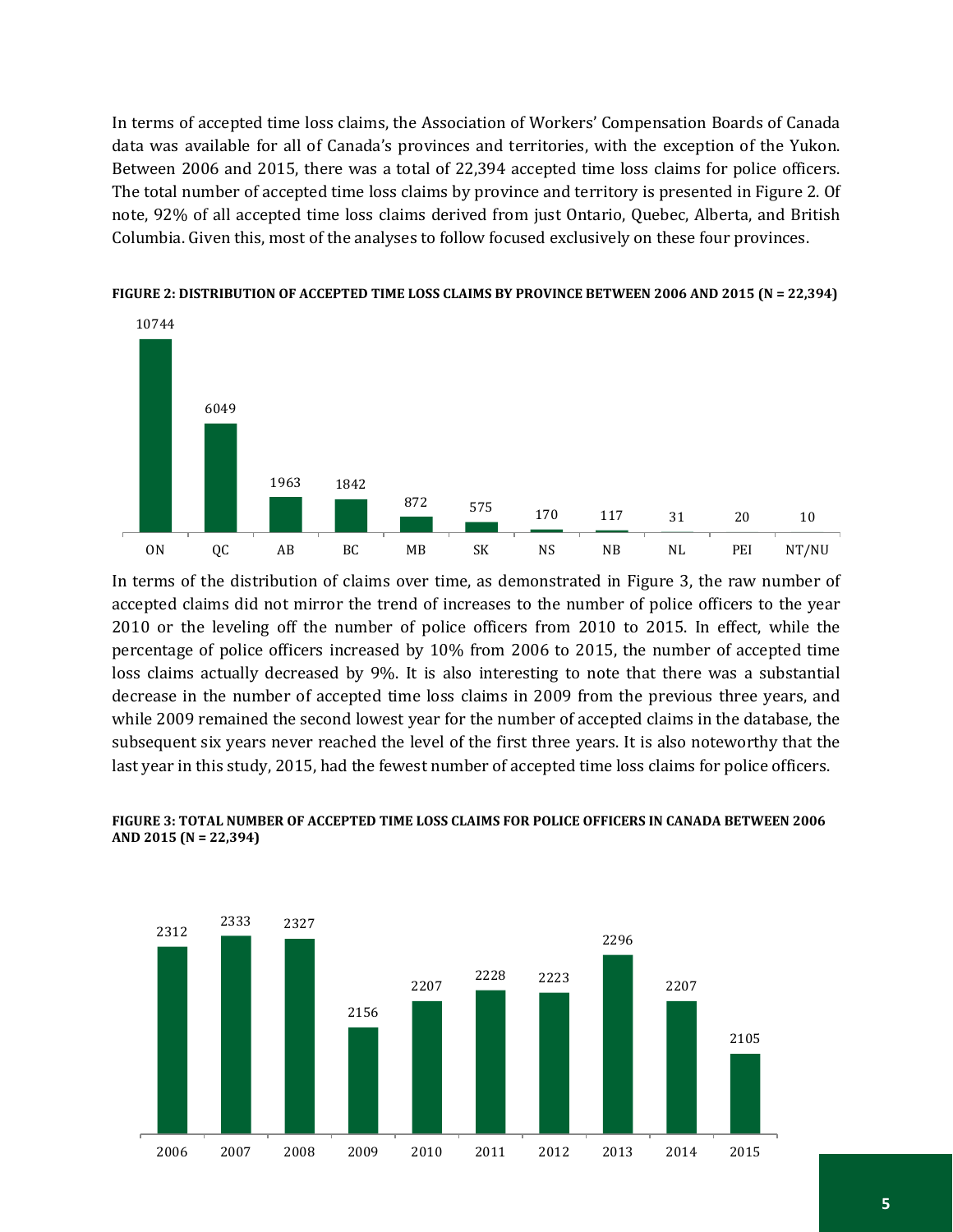In terms of accepted time loss claims, the Association of Workers' Compensation Boards of Canada data was available for all of Canada's provinces and territories, with the exception of the Yukon. Between 2006 and 2015, there was a total of 22,394 accepted time loss claims for police officers. The total number of accepted time loss claims by province and territory is presented in Figure 2. Of note, 92% of all accepted time loss claims derived from just Ontario, Quebec, Alberta, and British Columbia. Given this, most of the analyses to follow focused exclusively on these four provinces.

**FIGURE 2: DISTRIBUTION OF ACCEPTED TIME LOSS CLAIMS BY PROVINCE BETWEEN 2006 AND 2015 (N = 22,394)**

| ON | QC | AB | BC | MB | SK | NS | NB | NL | PEI | NT/NU |
|---|---|---|---|---|---|---|---|---|---|---|
| 10744 | 6049 | 1963 | 1842 | 872 | 575 | 170 | 117 | 31 | 20 | 10 |

In terms of the distribution of claims over time, as demonstrated in Figure 3, the raw number of accepted claims did not mirror the trend of increases to the number of police officers to the year 2010 or the leveling off the number of police officers from 2010 to 2015. In effect, while the percentage of police officers increased by 10% from 2006 to 2015, the number of accepted time loss claims actually decreased by 9%. It is also interesting to note that there was a substantial decrease in the number of accepted time loss claims in 2009 from the previous three years, and while 2009 remained the second lowest year for the number of accepted claims in the database, the subsequent six years never reached the level of the first three years. It is also noteworthy that the last year in this study, 2015, had the fewest number of accepted time loss claims for police officers.

**FIGURE 3: TOTAL NUMBER OF ACCEPTED TIME LOSS CLAIMS FOR POLICE OFFICERS IN CANADA BETWEEN 2006 AND 2015 (N = 22,394)**

| 2006 | 2007 | 2008 | 2009 | 2010 | 2011 | 2012 | 2013 | 2014 | 2015 |
|---|---|---|---|---|---|---|---|---|---|
| 2312 | 2333 | 2327 | 2156 | 2207 | 2228 | 2223 | 2296 | 2207 | 2105 |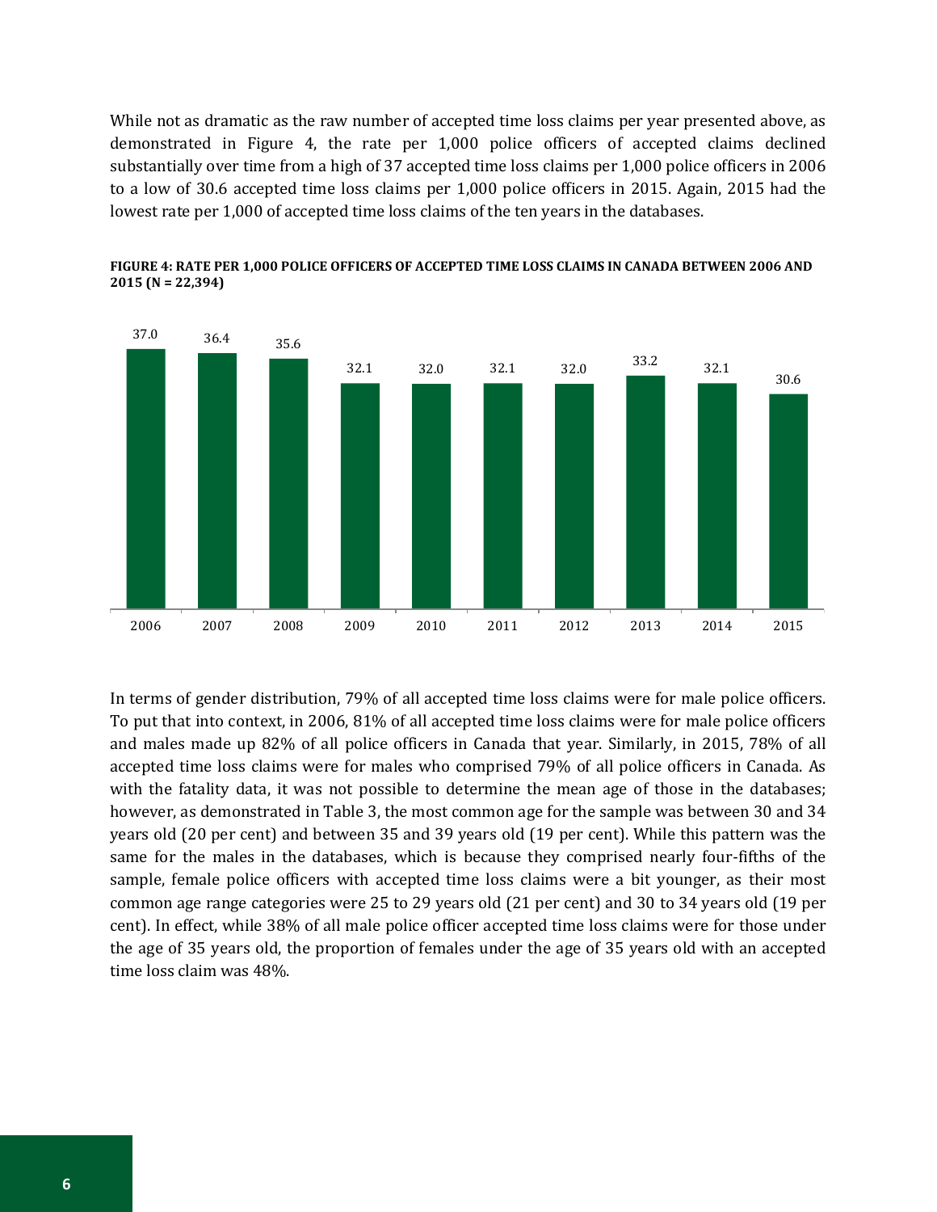While not as dramatic as the raw number of accepted time loss claims per year presented above, as demonstrated in Figure 4, the rate per 1,000 police officers of accepted claims declined substantially over time from a high of 37 accepted time loss claims per 1,000 police officers in 2006 to a low of 30.6 accepted time loss claims per 1,000 police officers in 2015. Again, 2015 had the lowest rate per 1,000 of accepted time loss claims of the ten years in the databases.

**FIGURE 4: RATE PER 1,000 POLICE OFFICERS OF ACCEPTED TIME LOSS CLAIMS IN CANADA BETWEEN 2006 AND 2015 (N = 22,394)**

| Year | Rate per 1,000 |
|---|---|
| 2006 | 37.0 |
| 2007 | 36.4 |
| 2008 | 35.6 |
| 2009 | 32.1 |
| 2010 | 32.0 |
| 2011 | 32.1 |
| 2012 | 32.0 |
| 2013 | 33.2 |
| 2014 | 32.1 |
| 2015 | 30.6 |

In terms of gender distribution, 79% of all accepted time loss claims were for male police officers. To put that into context, in 2006, 81% of all accepted time loss claims were for male police officers and males made up 82% of all police officers in Canada that year. Similarly, in 2015, 78% of all accepted time loss claims were for males who comprised 79% of all police officers in Canada. As with the fatality data, it was not possible to determine the mean age of those in the databases; however, as demonstrated in Table 3, the most common age for the sample was between 30 and 34 years old (20 per cent) and between 35 and 39 years old (19 per cent). While this pattern was the same for the males in the databases, which is because they comprised nearly four-fifths of the sample, female police officers with accepted time loss claims were a bit younger, as their most common age range categories were 25 to 29 years old (21 per cent) and 30 to 34 years old (19 per cent). In effect, while 38% of all male police officer accepted time loss claims were for those under the age of 35 years old, the proportion of females under the age of 35 years old with an accepted time loss claim was 48%.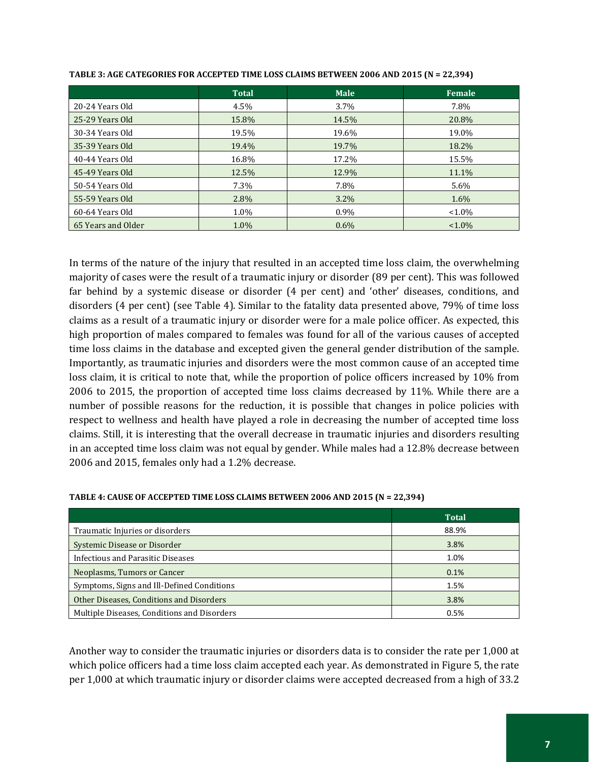**TABLE 3: AGE CATEGORIES FOR ACCEPTED TIME LOSS CLAIMS BETWEEN 2006 AND 2015 (N = 22,394)**

| | Total | Male | Female |
|---|---|---|---|
| 20-24 Years Old | 4.5% | 3.7% | 7.8% |
| 25-29 Years Old | 15.8% | 14.5% | 20.8% |
| 30-34 Years Old | 19.5% | 19.6% | 19.0% |
| 35-39 Years Old | 19.4% | 19.7% | 18.2% |
| 40-44 Years Old | 16.8% | 17.2% | 15.5% |
| 45-49 Years Old | 12.5% | 12.9% | 11.1% |
| 50-54 Years Old | 7.3% | 7.8% | 5.6% |
| 55-59 Years Old | 2.8% | 3.2% | 1.6% |
| 60-64 Years Old | 1.0% | 0.9% | <1.0% |
| 65 Years and Older | 1.0% | 0.6% | <1.0% |

In terms of the nature of the injury that resulted in an accepted time loss claim, the overwhelming majority of cases were the result of a traumatic injury or disorder (89 per cent). This was followed far behind by a systemic disease or disorder (4 per cent) and 'other' diseases, conditions, and disorders (4 per cent) (see Table 4). Similar to the fatality data presented above, 79% of time loss claims as a result of a traumatic injury or disorder were for a male police officer. As expected, this high proportion of males compared to females was found for all of the various causes of accepted time loss claims in the database and excepted given the general gender distribution of the sample. Importantly, as traumatic injuries and disorders were the most common cause of an accepted time loss claim, it is critical to note that, while the proportion of police officers increased by 10% from 2006 to 2015, the proportion of accepted time loss claims decreased by 11%. While there are a number of possible reasons for the reduction, it is possible that changes in police policies with respect to wellness and health have played a role in decreasing the number of accepted time loss claims. Still, it is interesting that the overall decrease in traumatic injuries and disorders resulting in an accepted time loss claim was not equal by gender. While males had a 12.8% decrease between 2006 and 2015, females only had a 1.2% decrease.

**TABLE 4: CAUSE OF ACCEPTED TIME LOSS CLAIMS BETWEEN 2006 AND 2015 (N = 22,394)**

| | Total |
|---|---|
| Traumatic Injuries or disorders | 88.9% |
| Systemic Disease or Disorder | 3.8% |
| Infectious and Parasitic Diseases | 1.0% |
| Neoplasms, Tumors or Cancer | 0.1% |
| Symptoms, Signs and Ill-Defined Conditions | 1.5% |
| Other Diseases, Conditions and Disorders | 3.8% |
| Multiple Diseases, Conditions and Disorders | 0.5% |

Another way to consider the traumatic injuries or disorders data is to consider the rate per 1,000 at which police officers had a time loss claim accepted each year. As demonstrated in Figure 5, the rate per 1,000 at which traumatic injury or disorder claims were accepted decreased from a high of 33.2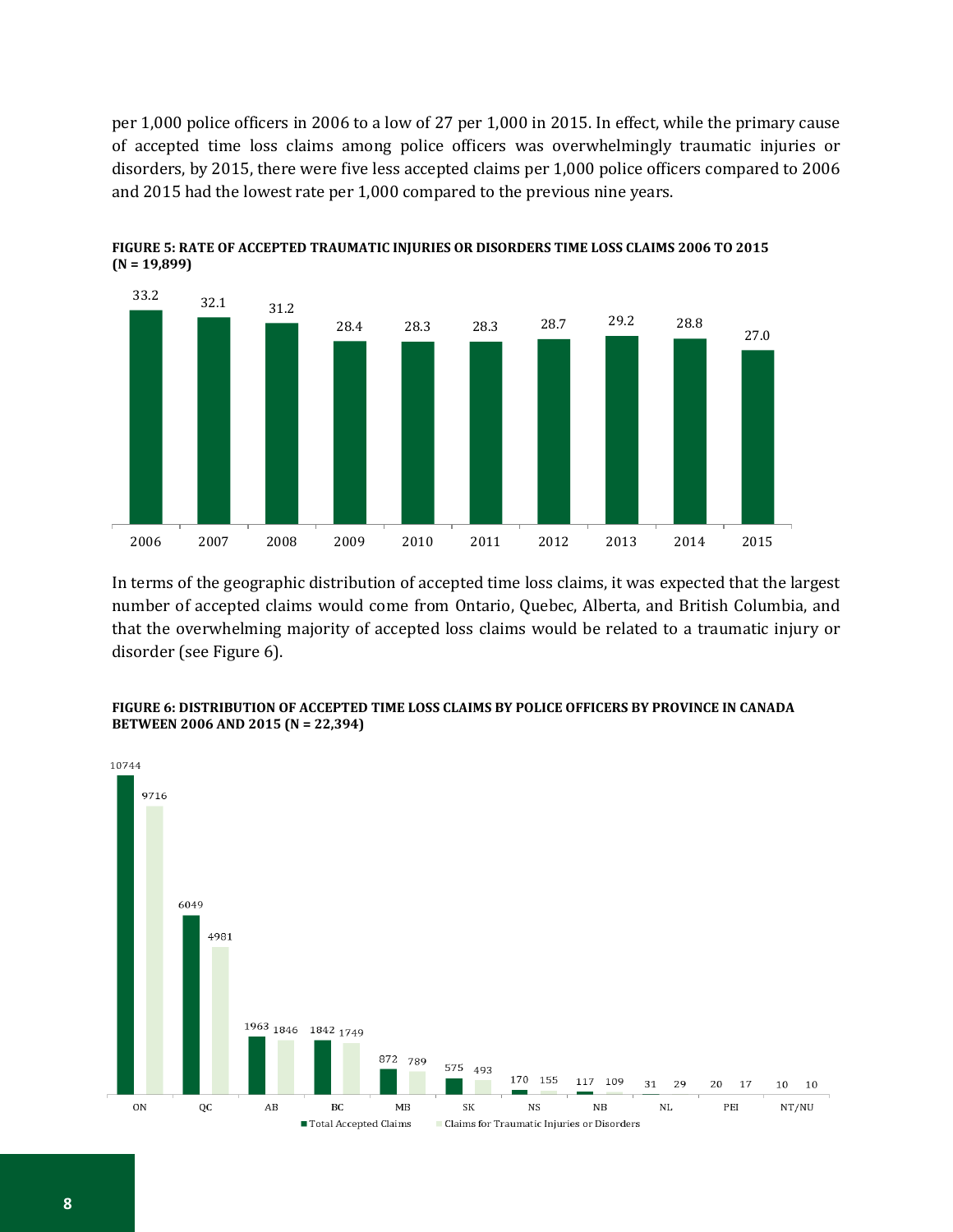per 1,000 police officers in 2006 to a low of 27 per 1,000 in 2015. In effect, while the primary cause of accepted time loss claims among police officers was overwhelmingly traumatic injuries or disorders, by 2015, there were five less accepted claims per 1,000 police officers compared to 2006 and 2015 had the lowest rate per 1,000 compared to the previous nine years.

**FIGURE 5: RATE OF ACCEPTED TRAUMATIC INJURIES OR DISORDERS TIME LOSS CLAIMS 2006 TO 2015 (N = 19,899)**

| Year | Rate |
|---|---|
| 2006 | 33.2 |
| 2007 | 32.1 |
| 2008 | 31.2 |
| 2009 | 28.4 |
| 2010 | 28.3 |
| 2011 | 28.3 |
| 2012 | 28.7 |
| 2013 | 29.2 |
| 2014 | 28.8 |
| 2015 | 27.0 |

In terms of the geographic distribution of accepted time loss claims, it was expected that the largest number of accepted claims would come from Ontario, Quebec, Alberta, and British Columbia, and that the overwhelming majority of accepted loss claims would be related to a traumatic injury or disorder (see Figure 6).

**FIGURE 6: DISTRIBUTION OF ACCEPTED TIME LOSS CLAIMS BY POLICE OFFICERS BY PROVINCE IN CANADA BETWEEN 2006 AND 2015 (N = 22,394)**

| Province | Total Accepted Claims | Claims for Traumatic Injuries or Disorders |
|---|---|---|
| ON | 10744 | 9716 |
| QC | 6049 | 4981 |
| AB | 1963 | 1846 |
| BC | 1842 | 1749 |
| MB | 872 | 789 |
| SK | 575 | 493 |
| NS | 170 | 155 |
| NB | 117 | 109 |
| NL | 31 | 29 |
| PEI | 20 | 17 |
| NT/NU | 10 | 10 |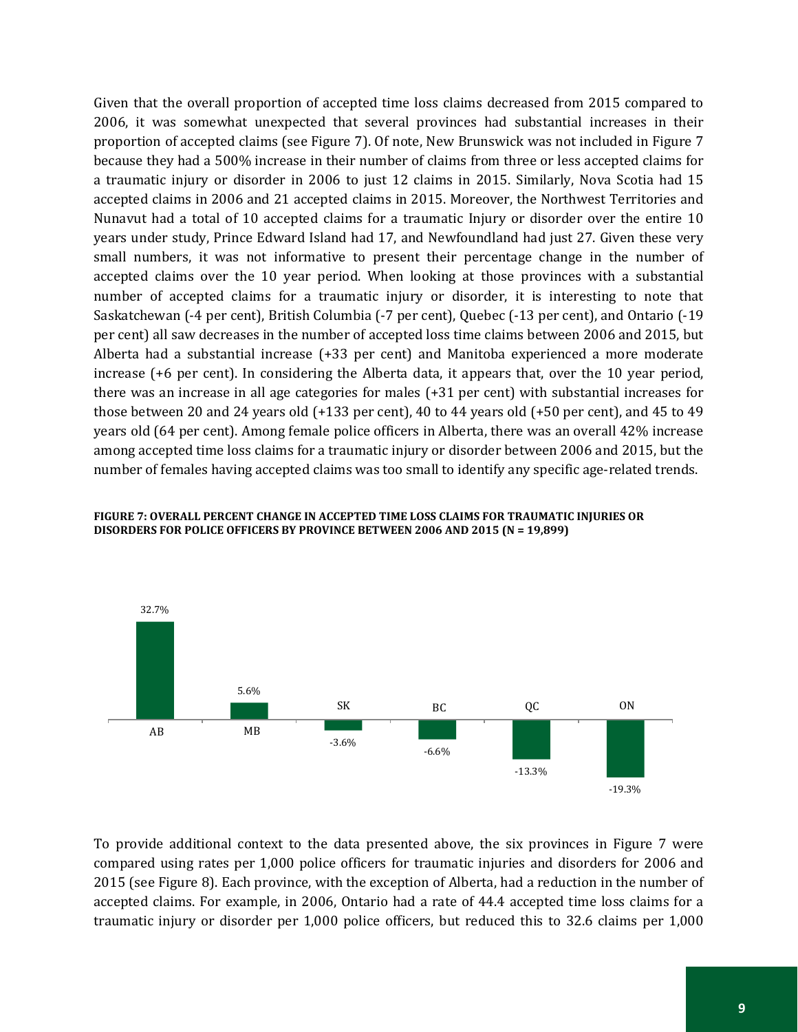Given that the overall proportion of accepted time loss claims decreased from 2015 compared to 2006, it was somewhat unexpected that several provinces had substantial increases in their proportion of accepted claims (see Figure 7). Of note, New Brunswick was not included in Figure 7 because they had a 500% increase in their number of claims from three or less accepted claims for a traumatic injury or disorder in 2006 to just 12 claims in 2015. Similarly, Nova Scotia had 15 accepted claims in 2006 and 21 accepted claims in 2015. Moreover, the Northwest Territories and Nunavut had a total of 10 accepted claims for a traumatic Injury or disorder over the entire 10 years under study, Prince Edward Island had 17, and Newfoundland had just 27. Given these very small numbers, it was not informative to present their percentage change in the number of accepted claims over the 10 year period. When looking at those provinces with a substantial number of accepted claims for a traumatic injury or disorder, it is interesting to note that Saskatchewan (-4 per cent), British Columbia (-7 per cent), Quebec (-13 per cent), and Ontario (-19 per cent) all saw decreases in the number of accepted loss time claims between 2006 and 2015, but Alberta had a substantial increase (+33 per cent) and Manitoba experienced a more moderate increase (+6 per cent). In considering the Alberta data, it appears that, over the 10 year period, there was an increase in all age categories for males (+31 per cent) with substantial increases for those between 20 and 24 years old (+133 per cent), 40 to 44 years old (+50 per cent), and 45 to 49 years old (64 per cent). Among female police officers in Alberta, there was an overall 42% increase among accepted time loss claims for a traumatic injury or disorder between 2006 and 2015, but the number of females having accepted claims was too small to identify any specific age-related trends.

**FIGURE 7: OVERALL PERCENT CHANGE IN ACCEPTED TIME LOSS CLAIMS FOR TRAUMATIC INJURIES OR DISORDERS FOR POLICE OFFICERS BY PROVINCE BETWEEN 2006 AND 2015 (N = 19,899)**

| Province | Percent change |
| --- | --- |
| AB | 32.7% |
| MB | 5.6% |
| SK | -3.6% |
| BC | -6.6% |
| QC | -13.3% |
| ON | -19.3% |

To provide additional context to the data presented above, the six provinces in Figure 7 were compared using rates per 1,000 police officers for traumatic injuries and disorders for 2006 and 2015 (see Figure 8). Each province, with the exception of Alberta, had a reduction in the number of accepted claims. For example, in 2006, Ontario had a rate of 44.4 accepted time loss claims for a traumatic injury or disorder per 1,000 police officers, but reduced this to 32.6 claims per 1,000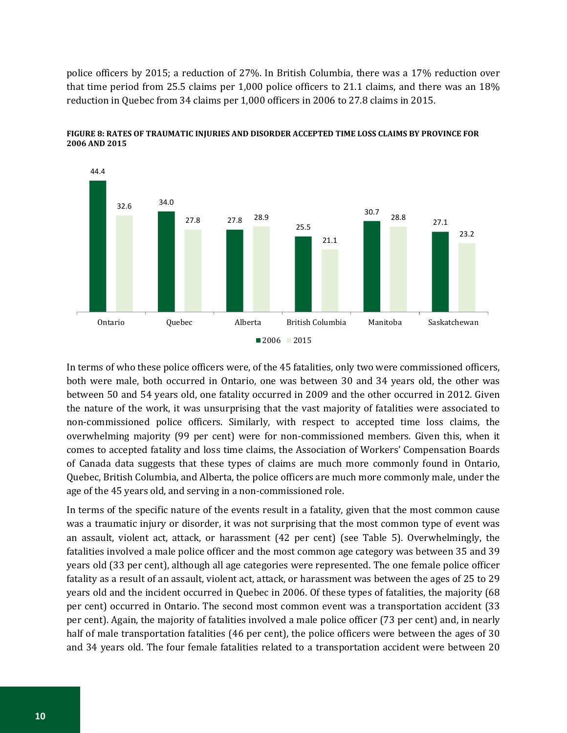police officers by 2015; a reduction of 27%. In British Columbia, there was a 17% reduction over that time period from 25.5 claims per 1,000 police officers to 21.1 claims, and there was an 18% reduction in Quebec from 34 claims per 1,000 officers in 2006 to 27.8 claims in 2015.

**FIGURE 8: RATES OF TRAUMATIC INJURIES AND DISORDER ACCEPTED TIME LOSS CLAIMS BY PROVINCE FOR 2006 AND 2015**

| | 2006 | 2015 |
|---|---|---|
| Ontario | 44.4 | 32.6 |
| Quebec | 34.0 | 27.8 |
| Alberta | 27.8 | 28.9 |
| British Columbia | 25.5 | 21.1 |
| Manitoba | 30.7 | 28.8 |
| Saskatchewan | 27.1 | 23.2 |

In terms of who these police officers were, of the 45 fatalities, only two were commissioned officers, both were male, both occurred in Ontario, one was between 30 and 34 years old, the other was between 50 and 54 years old, one fatality occurred in 2009 and the other occurred in 2012. Given the nature of the work, it was unsurprising that the vast majority of fatalities were associated to non-commissioned police officers. Similarly, with respect to accepted time loss claims, the overwhelming majority (99 per cent) were for non-commissioned members. Given this, when it comes to accepted fatality and loss time claims, the Association of Workers' Compensation Boards of Canada data suggests that these types of claims are much more commonly found in Ontario, Quebec, British Columbia, and Alberta, the police officers are much more commonly male, under the age of the 45 years old, and serving in a non-commissioned role.

In terms of the specific nature of the events result in a fatality, given that the most common cause was a traumatic injury or disorder, it was not surprising that the most common type of event was an assault, violent act, attack, or harassment (42 per cent) (see Table 5). Overwhelmingly, the fatalities involved a male police officer and the most common age category was between 35 and 39 years old (33 per cent), although all age categories were represented. The one female police officer fatality as a result of an assault, violent act, attack, or harassment was between the ages of 25 to 29 years old and the incident occurred in Quebec in 2006. Of these types of fatalities, the majority (68 per cent) occurred in Ontario. The second most common event was a transportation accident (33 per cent). Again, the majority of fatalities involved a male police officer (73 per cent) and, in nearly half of male transportation fatalities (46 per cent), the police officers were between the ages of 30 and 34 years old. The four female fatalities related to a transportation accident were between 20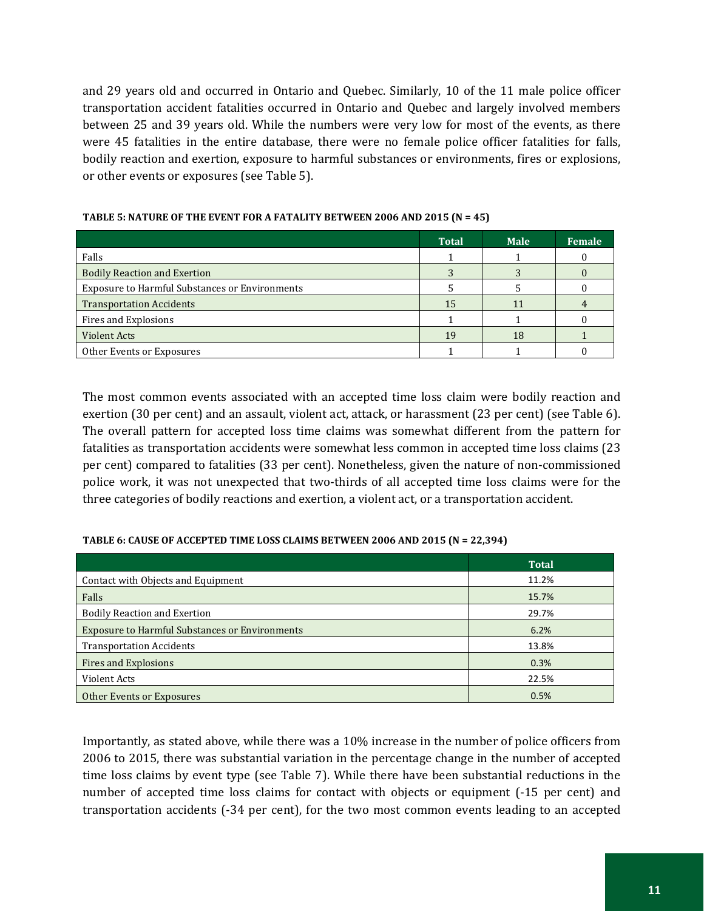and 29 years old and occurred in Ontario and Quebec. Similarly, 10 of the 11 male police officer transportation accident fatalities occurred in Ontario and Quebec and largely involved members between 25 and 39 years old. While the numbers were very low for most of the events, as there were 45 fatalities in the entire database, there were no female police officer fatalities for falls, bodily reaction and exertion, exposure to harmful substances or environments, fires or explosions, or other events or exposures (see Table 5).

**TABLE 5: NATURE OF THE EVENT FOR A FATALITY BETWEEN 2006 AND 2015 (N = 45)**

| | Total | Male | Female |
|---|---|---|---|
| Falls | 1 | 1 | 0 |
| Bodily Reaction and Exertion | 3 | 3 | 0 |
| Exposure to Harmful Substances or Environments | 5 | 5 | 0 |
| Transportation Accidents | 15 | 11 | 4 |
| Fires and Explosions | 1 | 1 | 0 |
| Violent Acts | 19 | 18 | 1 |
| Other Events or Exposures | 1 | 1 | 0 |

The most common events associated with an accepted time loss claim were bodily reaction and exertion (30 per cent) and an assault, violent act, attack, or harassment (23 per cent) (see Table 6). The overall pattern for accepted loss time claims was somewhat different from the pattern for fatalities as transportation accidents were somewhat less common in accepted time loss claims (23 per cent) compared to fatalities (33 per cent). Nonetheless, given the nature of non-commissioned police work, it was not unexpected that two-thirds of all accepted time loss claims were for the three categories of bodily reactions and exertion, a violent act, or a transportation accident.

**TABLE 6: CAUSE OF ACCEPTED TIME LOSS CLAIMS BETWEEN 2006 AND 2015 (N = 22,394)**

| | Total |
|---|---|
| Contact with Objects and Equipment | 11.2% |
| Falls | 15.7% |
| Bodily Reaction and Exertion | 29.7% |
| Exposure to Harmful Substances or Environments | 6.2% |
| Transportation Accidents | 13.8% |
| Fires and Explosions | 0.3% |
| Violent Acts | 22.5% |
| Other Events or Exposures | 0.5% |

Importantly, as stated above, while there was a 10% increase in the number of police officers from 2006 to 2015, there was substantial variation in the percentage change in the number of accepted time loss claims by event type (see Table 7). While there have been substantial reductions in the number of accepted time loss claims for contact with objects or equipment (-15 per cent) and transportation accidents (-34 per cent), for the two most common events leading to an accepted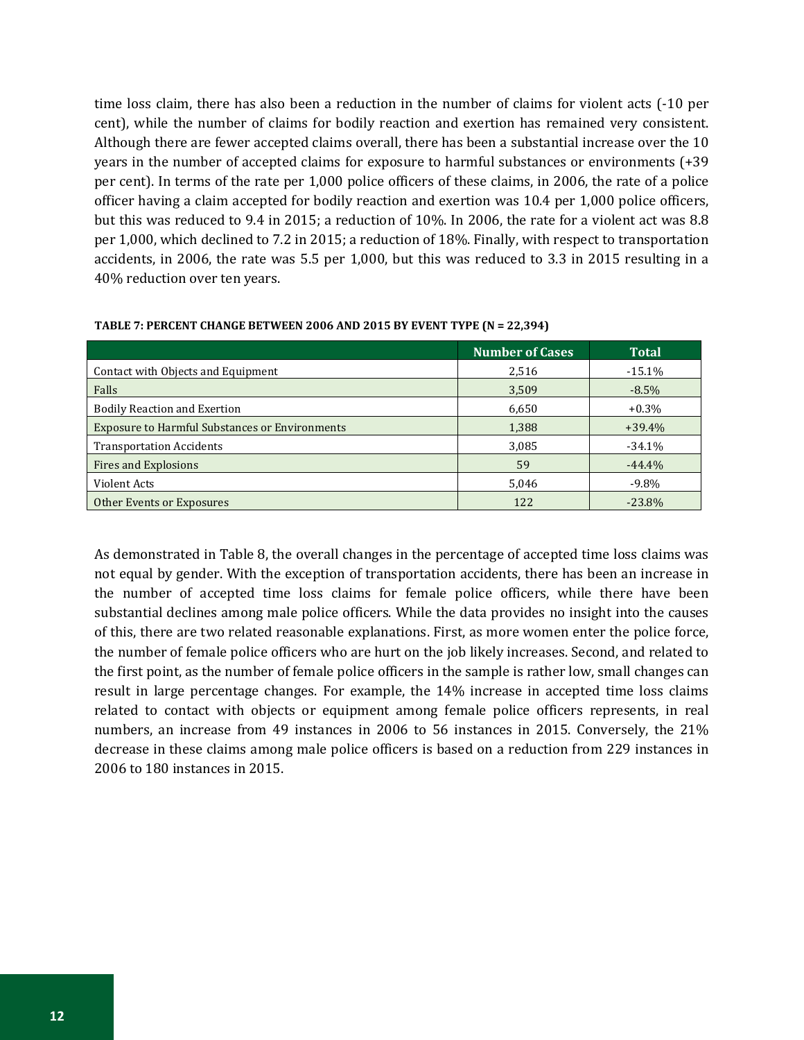time loss claim, there has also been a reduction in the number of claims for violent acts (-10 per cent), while the number of claims for bodily reaction and exertion has remained very consistent. Although there are fewer accepted claims overall, there has been a substantial increase over the 10 years in the number of accepted claims for exposure to harmful substances or environments (+39 per cent). In terms of the rate per 1,000 police officers of these claims, in 2006, the rate of a police officer having a claim accepted for bodily reaction and exertion was 10.4 per 1,000 police officers, but this was reduced to 9.4 in 2015; a reduction of 10%. In 2006, the rate for a violent act was 8.8 per 1,000, which declined to 7.2 in 2015; a reduction of 18%. Finally, with respect to transportation accidents, in 2006, the rate was 5.5 per 1,000, but this was reduced to 3.3 in 2015 resulting in a 40% reduction over ten years.

**TABLE 7: PERCENT CHANGE BETWEEN 2006 AND 2015 BY EVENT TYPE (N = 22,394)**

| | Number of Cases | Total |
|---|---|---|
| Contact with Objects and Equipment | 2,516 | -15.1% |
| Falls | 3,509 | -8.5% |
| Bodily Reaction and Exertion | 6,650 | +0.3% |
| Exposure to Harmful Substances or Environments | 1,388 | +39.4% |
| Transportation Accidents | 3,085 | -34.1% |
| Fires and Explosions | 59 | -44.4% |
| Violent Acts | 5,046 | -9.8% |
| Other Events or Exposures | 122 | -23.8% |

As demonstrated in Table 8, the overall changes in the percentage of accepted time loss claims was not equal by gender. With the exception of transportation accidents, there has been an increase in the number of accepted time loss claims for female police officers, while there have been substantial declines among male police officers. While the data provides no insight into the causes of this, there are two related reasonable explanations. First, as more women enter the police force, the number of female police officers who are hurt on the job likely increases. Second, and related to the first point, as the number of female police officers in the sample is rather low, small changes can result in large percentage changes. For example, the 14% increase in accepted time loss claims related to contact with objects or equipment among female police officers represents, in real numbers, an increase from 49 instances in 2006 to 56 instances in 2015. Conversely, the 21% decrease in these claims among male police officers is based on a reduction from 229 instances in 2006 to 180 instances in 2015.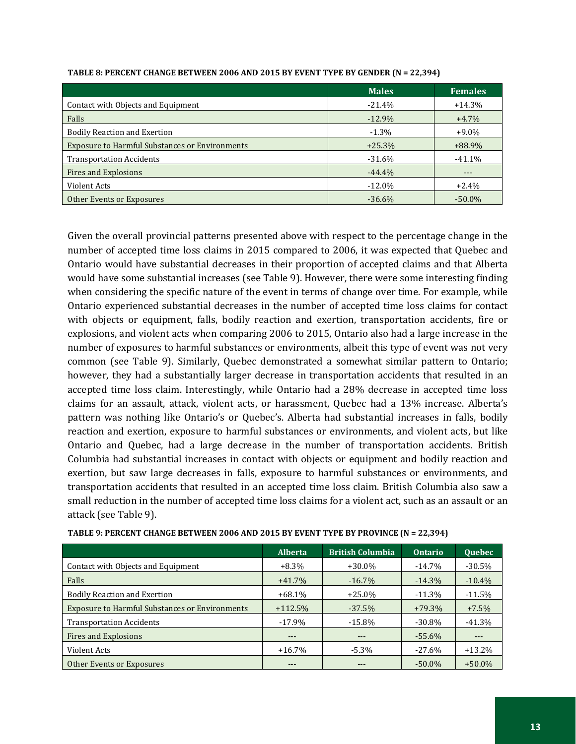**TABLE 8: PERCENT CHANGE BETWEEN 2006 AND 2015 BY EVENT TYPE BY GENDER (N = 22,394)**

| | Males | Females |
|---|---|---|
| Contact with Objects and Equipment | -21.4% | +14.3% |
| Falls | -12.9% | +4.7% |
| Bodily Reaction and Exertion | -1.3% | +9.0% |
| Exposure to Harmful Substances or Environments | +25.3% | +88.9% |
| Transportation Accidents | -31.6% | -41.1% |
| Fires and Explosions | -44.4% | --- |
| Violent Acts | -12.0% | +2.4% |
| Other Events or Exposures | -36.6% | -50.0% |

Given the overall provincial patterns presented above with respect to the percentage change in the number of accepted time loss claims in 2015 compared to 2006, it was expected that Quebec and Ontario would have substantial decreases in their proportion of accepted claims and that Alberta would have some substantial increases (see Table 9). However, there were some interesting finding when considering the specific nature of the event in terms of change over time. For example, while Ontario experienced substantial decreases in the number of accepted time loss claims for contact with objects or equipment, falls, bodily reaction and exertion, transportation accidents, fire or explosions, and violent acts when comparing 2006 to 2015, Ontario also had a large increase in the number of exposures to harmful substances or environments, albeit this type of event was not very common (see Table 9). Similarly, Quebec demonstrated a somewhat similar pattern to Ontario; however, they had a substantially larger decrease in transportation accidents that resulted in an accepted time loss claim. Interestingly, while Ontario had a 28% decrease in accepted time loss claims for an assault, attack, violent acts, or harassment, Quebec had a 13% increase. Alberta's pattern was nothing like Ontario's or Quebec's. Alberta had substantial increases in falls, bodily reaction and exertion, exposure to harmful substances or environments, and violent acts, but like Ontario and Quebec, had a large decrease in the number of transportation accidents. British Columbia had substantial increases in contact with objects or equipment and bodily reaction and exertion, but saw large decreases in falls, exposure to harmful substances or environments, and transportation accidents that resulted in an accepted time loss claim. British Columbia also saw a small reduction in the number of accepted time loss claims for a violent act, such as an assault or an attack (see Table 9).

**TABLE 9: PERCENT CHANGE BETWEEN 2006 AND 2015 BY EVENT TYPE BY PROVINCE (N = 22,394)**

| | Alberta | British Columbia | Ontario | Quebec |
|---|---|---|---|---|
| Contact with Objects and Equipment | +8.3% | +30.0% | -14.7% | -30.5% |
| Falls | +41.7% | -16.7% | -14.3% | -10.4% |
| Bodily Reaction and Exertion | +68.1% | +25.0% | -11.3% | -11.5% |
| Exposure to Harmful Substances or Environments | +112.5% | -37.5% | +79.3% | +7.5% |
| Transportation Accidents | -17.9% | -15.8% | -30.8% | -41.3% |
| Fires and Explosions | --- | --- | -55.6% | --- |
| Violent Acts | +16.7% | -5.3% | -27.6% | +13.2% |
| Other Events or Exposures | --- | --- | -50.0% | +50.0% |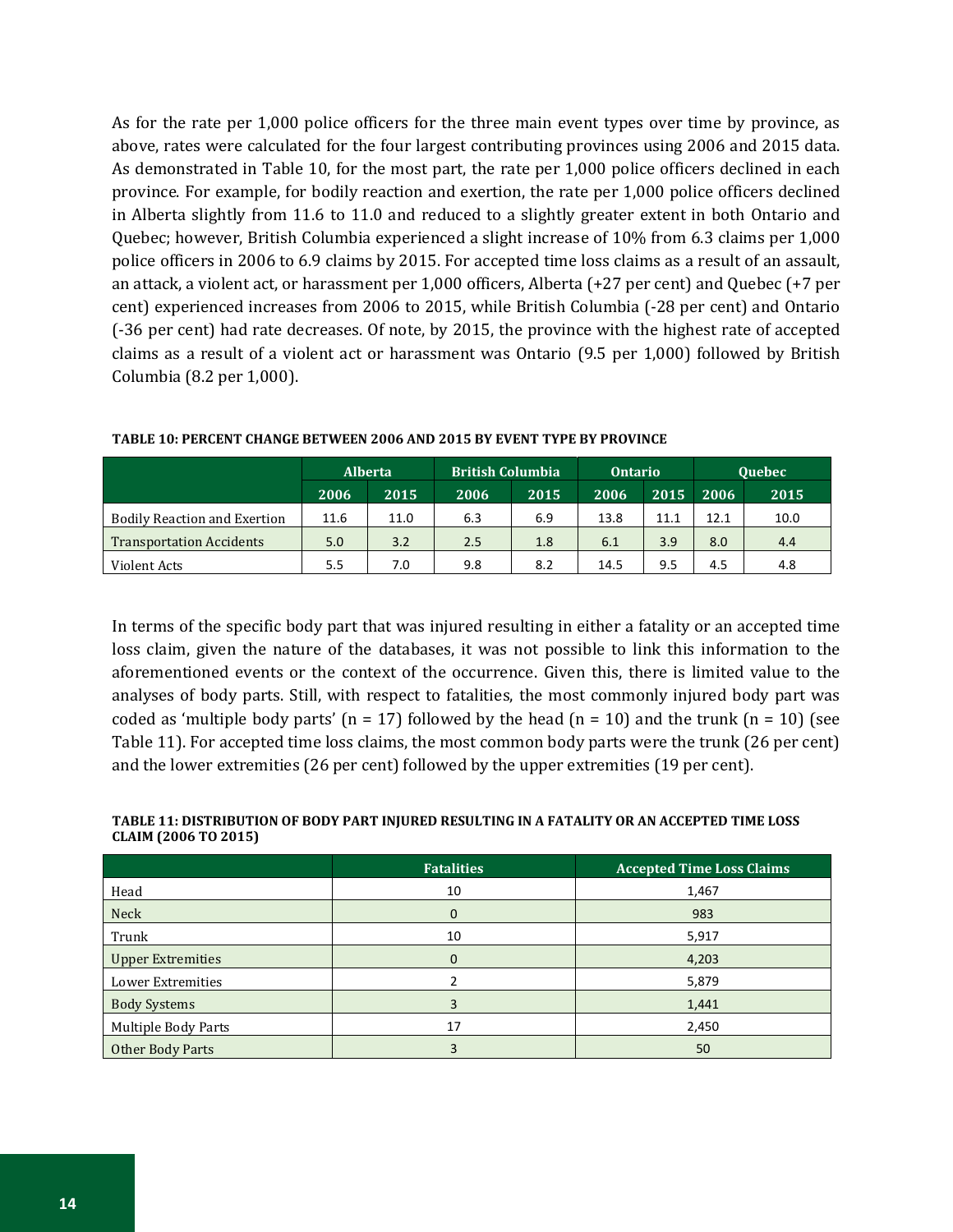As for the rate per 1,000 police officers for the three main event types over time by province, as above, rates were calculated for the four largest contributing provinces using 2006 and 2015 data. As demonstrated in Table 10, for the most part, the rate per 1,000 police officers declined in each province. For example, for bodily reaction and exertion, the rate per 1,000 police officers declined in Alberta slightly from 11.6 to 11.0 and reduced to a slightly greater extent in both Ontario and Quebec; however, British Columbia experienced a slight increase of 10% from 6.3 claims per 1,000 police officers in 2006 to 6.9 claims by 2015. For accepted time loss claims as a result of an assault, an attack, a violent act, or harassment per 1,000 officers, Alberta (+27 per cent) and Quebec (+7 per cent) experienced increases from 2006 to 2015, while British Columbia (-28 per cent) and Ontario (-36 per cent) had rate decreases. Of note, by 2015, the province with the highest rate of accepted claims as a result of a violent act or harassment was Ontario (9.5 per 1,000) followed by British Columbia (8.2 per 1,000).

**TABLE 10: PERCENT CHANGE BETWEEN 2006 AND 2015 BY EVENT TYPE BY PROVINCE**

| | Alberta | | British Columbia | | Ontario | | Quebec | |
|---|---|---|---|---|---|---|---|---|
| | 2006 | 2015 | 2006 | 2015 | 2006 | 2015 | 2006 | 2015 |
| Bodily Reaction and Exertion | 11.6 | 11.0 | 6.3 | 6.9 | 13.8 | 11.1 | 12.1 | 10.0 |
| Transportation Accidents | 5.0 | 3.2 | 2.5 | 1.8 | 6.1 | 3.9 | 8.0 | 4.4 |
| Violent Acts | 5.5 | 7.0 | 9.8 | 8.2 | 14.5 | 9.5 | 4.5 | 4.8 |

In terms of the specific body part that was injured resulting in either a fatality or an accepted time loss claim, given the nature of the databases, it was not possible to link this information to the aforementioned events or the context of the occurrence. Given this, there is limited value to the analyses of body parts. Still, with respect to fatalities, the most commonly injured body part was coded as 'multiple body parts' (n = 17) followed by the head (n = 10) and the trunk (n = 10) (see Table 11). For accepted time loss claims, the most common body parts were the trunk (26 per cent) and the lower extremities (26 per cent) followed by the upper extremities (19 per cent).

**TABLE 11: DISTRIBUTION OF BODY PART INJURED RESULTING IN A FATALITY OR AN ACCEPTED TIME LOSS CLAIM (2006 TO 2015)**

| | Fatalities | Accepted Time Loss Claims |
|---|---|---|
| Head | 10 | 1,467 |
| Neck | 0 | 983 |
| Trunk | 10 | 5,917 |
| Upper Extremities | 0 | 4,203 |
| Lower Extremities | 2 | 5,879 |
| Body Systems | 3 | 1,441 |
| Multiple Body Parts | 17 | 2,450 |
| Other Body Parts | 3 | 50 |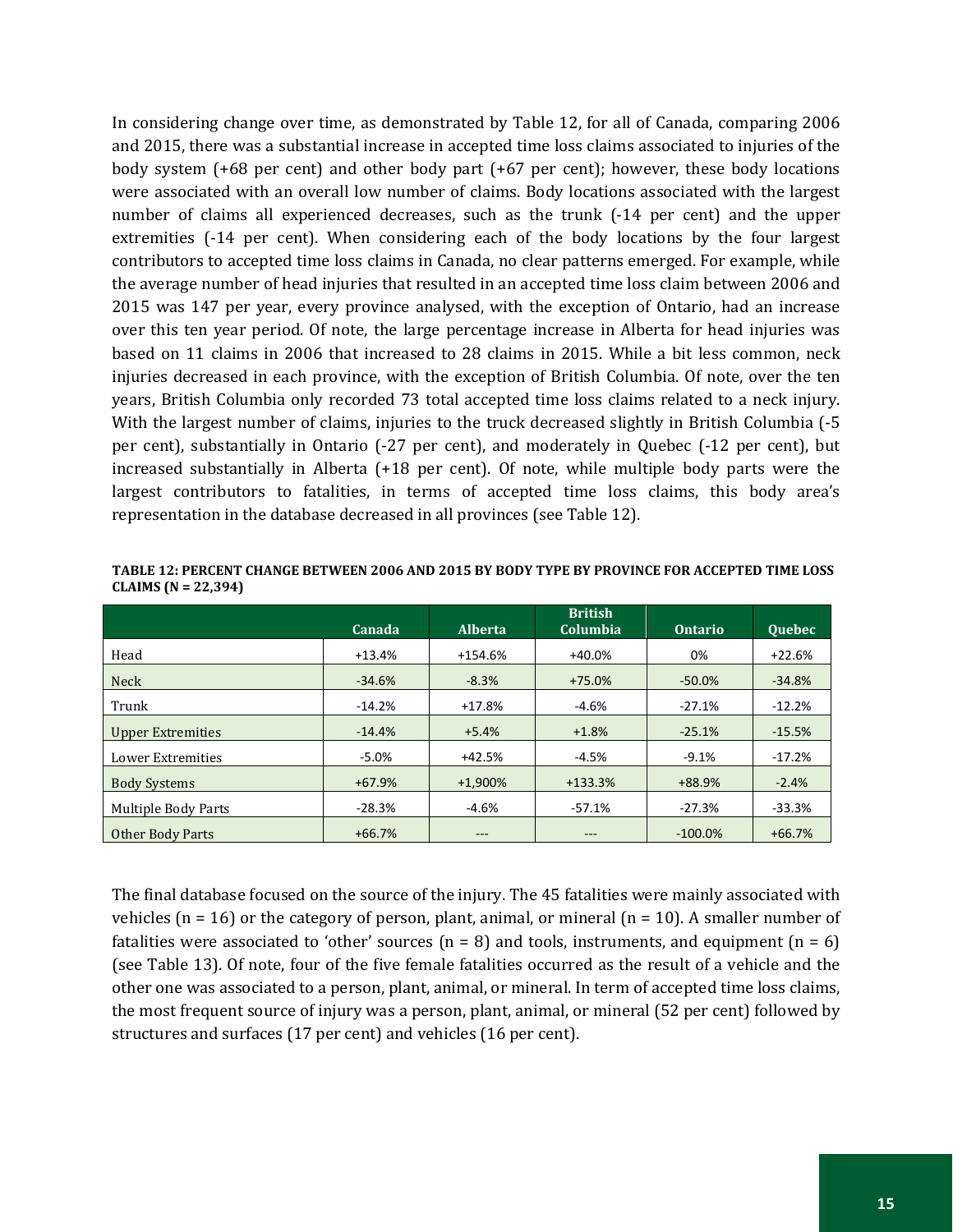In considering change over time, as demonstrated by Table 12, for all of Canada, comparing 2006 and 2015, there was a substantial increase in accepted time loss claims associated to injuries of the body system (+68 per cent) and other body part (+67 per cent); however, these body locations were associated with an overall low number of claims. Body locations associated with the largest number of claims all experienced decreases, such as the trunk (-14 per cent) and the upper extremities (-14 per cent). When considering each of the body locations by the four largest contributors to accepted time loss claims in Canada, no clear patterns emerged. For example, while the average number of head injuries that resulted in an accepted time loss claim between 2006 and 2015 was 147 per year, every province analysed, with the exception of Ontario, had an increase over this ten year period. Of note, the large percentage increase in Alberta for head injuries was based on 11 claims in 2006 that increased to 28 claims in 2015. While a bit less common, neck injuries decreased in each province, with the exception of British Columbia. Of note, over the ten years, British Columbia only recorded 73 total accepted time loss claims related to a neck injury. With the largest number of claims, injuries to the truck decreased slightly in British Columbia (-5 per cent), substantially in Ontario (-27 per cent), and moderately in Quebec (-12 per cent), but increased substantially in Alberta (+18 per cent). Of note, while multiple body parts were the largest contributors to fatalities, in terms of accepted time loss claims, this body area's representation in the database decreased in all provinces (see Table 12).

**TABLE 12: PERCENT CHANGE BETWEEN 2006 AND 2015 BY BODY TYPE BY PROVINCE FOR ACCEPTED TIME LOSS CLAIMS (N = 22,394)**

| | Canada | Alberta | British Columbia | Ontario | Quebec |
|---|---|---|---|---|---|
| Head | +13.4% | +154.6% | +40.0% | 0% | +22.6% |
| Neck | -34.6% | -8.3% | +75.0% | -50.0% | -34.8% |
| Trunk | -14.2% | +17.8% | -4.6% | -27.1% | -12.2% |
| Upper Extremities | -14.4% | +5.4% | +1.8% | -25.1% | -15.5% |
| Lower Extremities | -5.0% | +42.5% | -4.5% | -9.1% | -17.2% |
| Body Systems | +67.9% | +1,900% | +133.3% | +88.9% | -2.4% |
| Multiple Body Parts | -28.3% | -4.6% | -57.1% | -27.3% | -33.3% |
| Other Body Parts | +66.7% | --- | --- | -100.0% | +66.7% |

The final database focused on the source of the injury. The 45 fatalities were mainly associated with vehicles (n = 16) or the category of person, plant, animal, or mineral (n = 10). A smaller number of fatalities were associated to 'other' sources (n = 8) and tools, instruments, and equipment (n = 6) (see Table 13). Of note, four of the five female fatalities occurred as the result of a vehicle and the other one was associated to a person, plant, animal, or mineral. In term of accepted time loss claims, the most frequent source of injury was a person, plant, animal, or mineral (52 per cent) followed by structures and surfaces (17 per cent) and vehicles (16 per cent).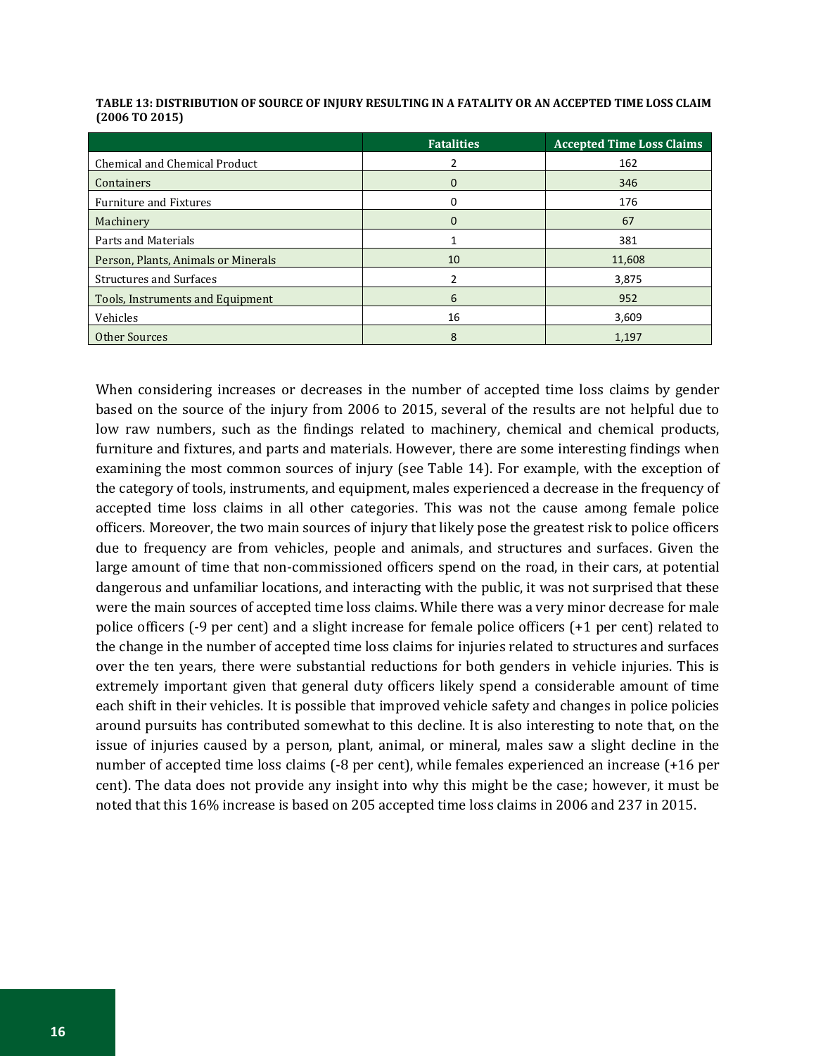**TABLE 13: DISTRIBUTION OF SOURCE OF INJURY RESULTING IN A FATALITY OR AN ACCEPTED TIME LOSS CLAIM (2006 TO 2015)**

| | Fatalities | Accepted Time Loss Claims |
|---|---|---|
| Chemical and Chemical Product | 2 | 162 |
| Containers | 0 | 346 |
| Furniture and Fixtures | 0 | 176 |
| Machinery | 0 | 67 |
| Parts and Materials | 1 | 381 |
| Person, Plants, Animals or Minerals | 10 | 11,608 |
| Structures and Surfaces | 2 | 3,875 |
| Tools, Instruments and Equipment | 6 | 952 |
| Vehicles | 16 | 3,609 |
| Other Sources | 8 | 1,197 |

When considering increases or decreases in the number of accepted time loss claims by gender based on the source of the injury from 2006 to 2015, several of the results are not helpful due to low raw numbers, such as the findings related to machinery, chemical and chemical products, furniture and fixtures, and parts and materials. However, there are some interesting findings when examining the most common sources of injury (see Table 14). For example, with the exception of the category of tools, instruments, and equipment, males experienced a decrease in the frequency of accepted time loss claims in all other categories. This was not the cause among female police officers. Moreover, the two main sources of injury that likely pose the greatest risk to police officers due to frequency are from vehicles, people and animals, and structures and surfaces. Given the large amount of time that non-commissioned officers spend on the road, in their cars, at potential dangerous and unfamiliar locations, and interacting with the public, it was not surprised that these were the main sources of accepted time loss claims. While there was a very minor decrease for male police officers (-9 per cent) and a slight increase for female police officers (+1 per cent) related to the change in the number of accepted time loss claims for injuries related to structures and surfaces over the ten years, there were substantial reductions for both genders in vehicle injuries. This is extremely important given that general duty officers likely spend a considerable amount of time each shift in their vehicles. It is possible that improved vehicle safety and changes in police policies around pursuits has contributed somewhat to this decline. It is also interesting to note that, on the issue of injuries caused by a person, plant, animal, or mineral, males saw a slight decline in the number of accepted time loss claims (-8 per cent), while females experienced an increase (+16 per cent). The data does not provide any insight into why this might be the case; however, it must be noted that this 16% increase is based on 205 accepted time loss claims in 2006 and 237 in 2015.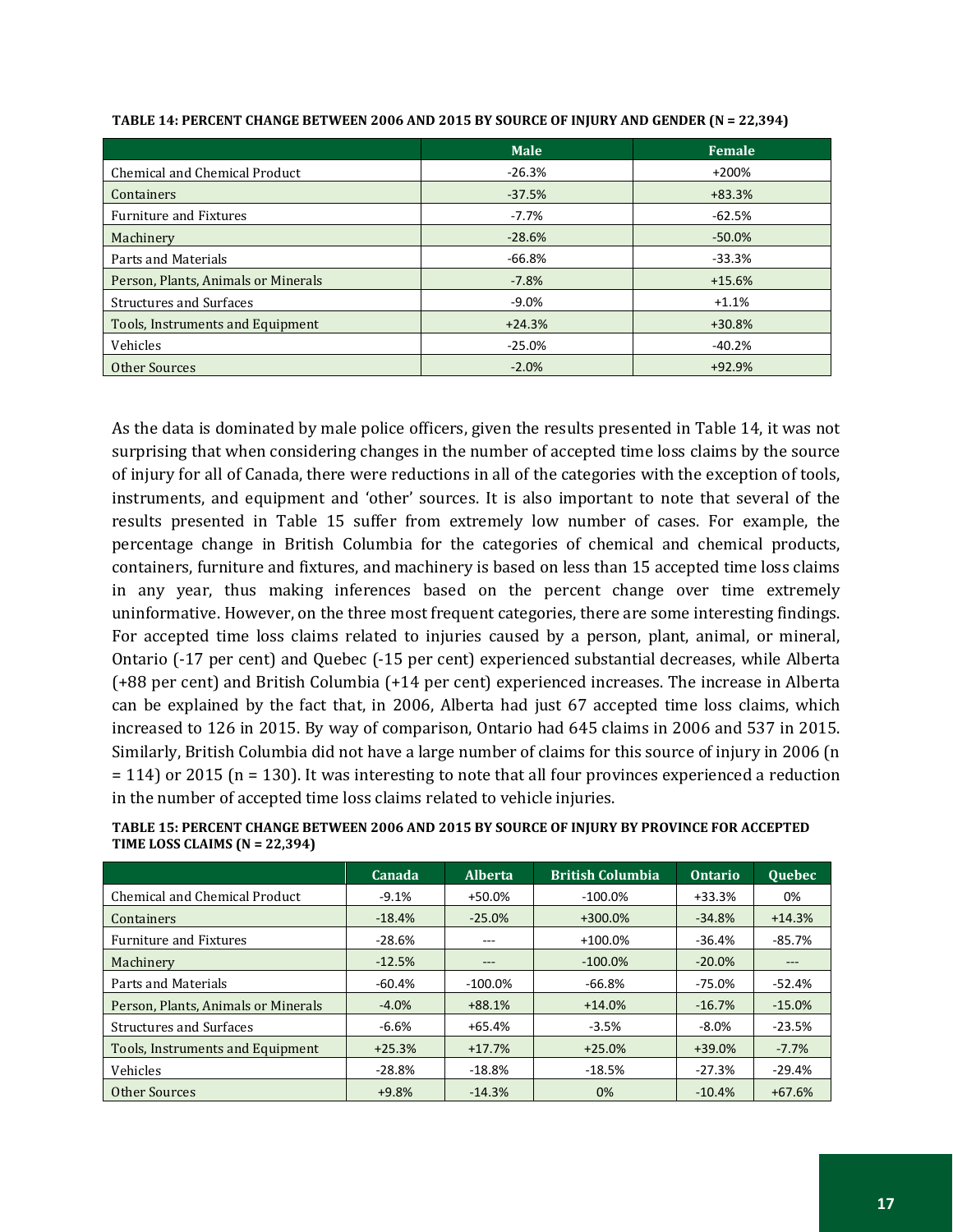**TABLE 14: PERCENT CHANGE BETWEEN 2006 AND 2015 BY SOURCE OF INJURY AND GENDER (N = 22,394)**

| | Male | Female |
|---|---|---|
| Chemical and Chemical Product | -26.3% | +200% |
| Containers | -37.5% | +83.3% |
| Furniture and Fixtures | -7.7% | -62.5% |
| Machinery | -28.6% | -50.0% |
| Parts and Materials | -66.8% | -33.3% |
| Person, Plants, Animals or Minerals | -7.8% | +15.6% |
| Structures and Surfaces | -9.0% | +1.1% |
| Tools, Instruments and Equipment | +24.3% | +30.8% |
| Vehicles | -25.0% | -40.2% |
| Other Sources | -2.0% | +92.9% |

As the data is dominated by male police officers, given the results presented in Table 14, it was not surprising that when considering changes in the number of accepted time loss claims by the source of injury for all of Canada, there were reductions in all of the categories with the exception of tools, instruments, and equipment and 'other' sources. It is also important to note that several of the results presented in Table 15 suffer from extremely low number of cases. For example, the percentage change in British Columbia for the categories of chemical and chemical products, containers, furniture and fixtures, and machinery is based on less than 15 accepted time loss claims in any year, thus making inferences based on the percent change over time extremely uninformative. However, on the three most frequent categories, there are some interesting findings. For accepted time loss claims related to injuries caused by a person, plant, animal, or mineral, Ontario (-17 per cent) and Quebec (-15 per cent) experienced substantial decreases, while Alberta (+88 per cent) and British Columbia (+14 per cent) experienced increases. The increase in Alberta can be explained by the fact that, in 2006, Alberta had just 67 accepted time loss claims, which increased to 126 in 2015. By way of comparison, Ontario had 645 claims in 2006 and 537 in 2015. Similarly, British Columbia did not have a large number of claims for this source of injury in 2006 (n = 114) or 2015 (n = 130). It was interesting to note that all four provinces experienced a reduction in the number of accepted time loss claims related to vehicle injuries.

**TABLE 15: PERCENT CHANGE BETWEEN 2006 AND 2015 BY SOURCE OF INJURY BY PROVINCE FOR ACCEPTED TIME LOSS CLAIMS (N = 22,394)**

| | Canada | Alberta | British Columbia | Ontario | Quebec |
|---|---|---|---|---|---|
| Chemical and Chemical Product | -9.1% | +50.0% | -100.0% | +33.3% | 0% |
| Containers | -18.4% | -25.0% | +300.0% | -34.8% | +14.3% |
| Furniture and Fixtures | -28.6% | --- | +100.0% | -36.4% | -85.7% |
| Machinery | -12.5% | --- | -100.0% | -20.0% | --- |
| Parts and Materials | -60.4% | -100.0% | -66.8% | -75.0% | -52.4% |
| Person, Plants, Animals or Minerals | -4.0% | +88.1% | +14.0% | -16.7% | -15.0% |
| Structures and Surfaces | -6.6% | +65.4% | -3.5% | -8.0% | -23.5% |
| Tools, Instruments and Equipment | +25.3% | +17.7% | +25.0% | +39.0% | -7.7% |
| Vehicles | -28.8% | -18.8% | -18.5% | -27.3% | -29.4% |
| Other Sources | +9.8% | -14.3% | 0% | -10.4% | +67.6% |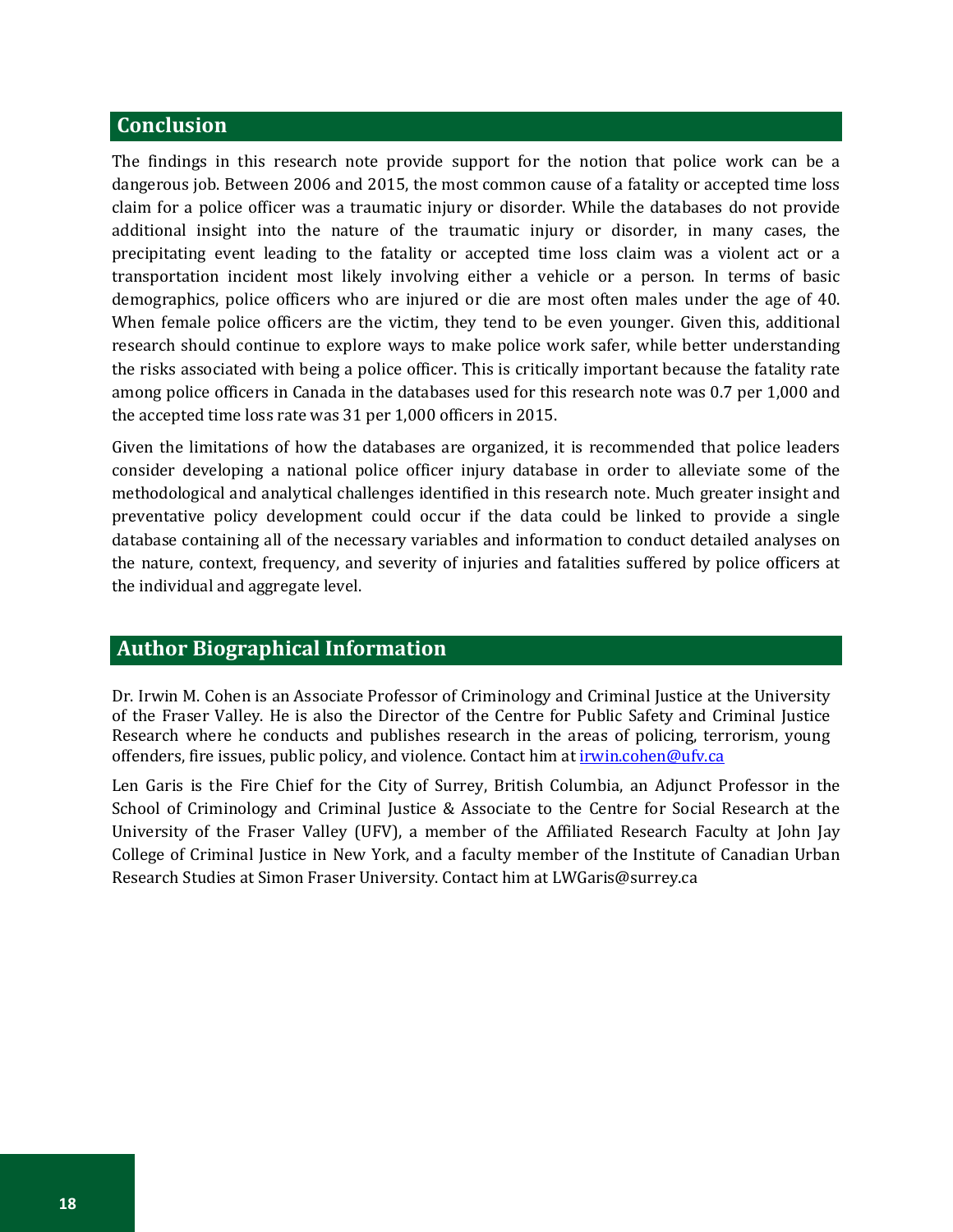## Conclusion

The findings in this research note provide support for the notion that police work can be a dangerous job. Between 2006 and 2015, the most common cause of a fatality or accepted time loss claim for a police officer was a traumatic injury or disorder. While the databases do not provide additional insight into the nature of the traumatic injury or disorder, in many cases, the precipitating event leading to the fatality or accepted time loss claim was a violent act or a transportation incident most likely involving either a vehicle or a person. In terms of basic demographics, police officers who are injured or die are most often males under the age of 40. When female police officers are the victim, they tend to be even younger. Given this, additional research should continue to explore ways to make police work safer, while better understanding the risks associated with being a police officer. This is critically important because the fatality rate among police officers in Canada in the databases used for this research note was 0.7 per 1,000 and the accepted time loss rate was 31 per 1,000 officers in 2015.

Given the limitations of how the databases are organized, it is recommended that police leaders consider developing a national police officer injury database in order to alleviate some of the methodological and analytical challenges identified in this research note. Much greater insight and preventative policy development could occur if the data could be linked to provide a single database containing all of the necessary variables and information to conduct detailed analyses on the nature, context, frequency, and severity of injuries and fatalities suffered by police officers at the individual and aggregate level.

## Author Biographical Information

Dr. Irwin M. Cohen is an Associate Professor of Criminology and Criminal Justice at the University of the Fraser Valley. He is also the Director of the Centre for Public Safety and Criminal Justice Research where he conducts and publishes research in the areas of policing, terrorism, young offenders, fire issues, public policy, and violence. Contact him at irwin.cohen@ufv.ca

Len Garis is the Fire Chief for the City of Surrey, British Columbia, an Adjunct Professor in the School of Criminology and Criminal Justice & Associate to the Centre for Social Research at the University of the Fraser Valley (UFV), a member of the Affiliated Research Faculty at John Jay College of Criminal Justice in New York, and a faculty member of the Institute of Canadian Urban Research Studies at Simon Fraser University. Contact him at LWGaris@surrey.ca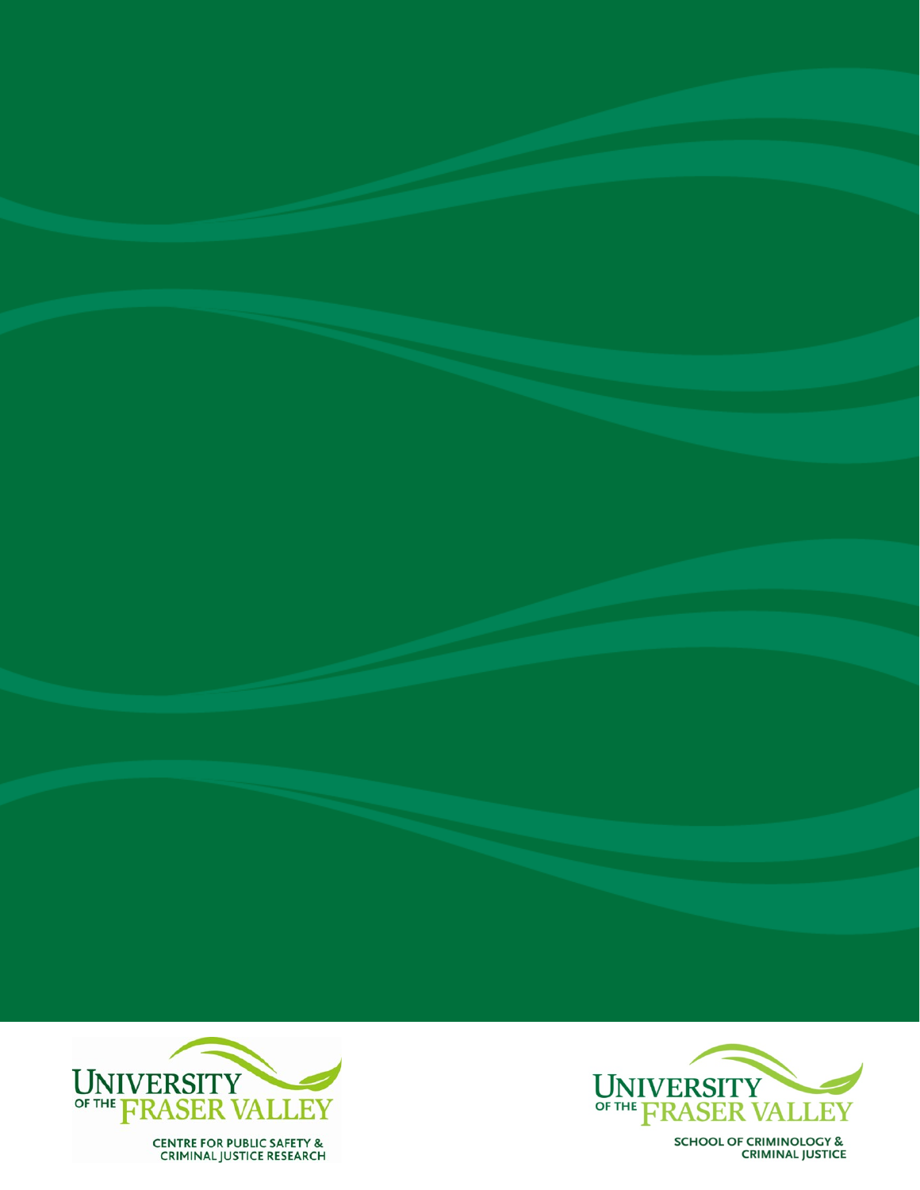UNIVERSITY OF THE FRASER VALLEY

CENTRE FOR PUBLIC SAFETY & CRIMINAL JUSTICE RESEARCH

UNIVERSITY OF THE FRASER VALLEY

SCHOOL OF CRIMINOLOGY & CRIMINAL JUSTICE